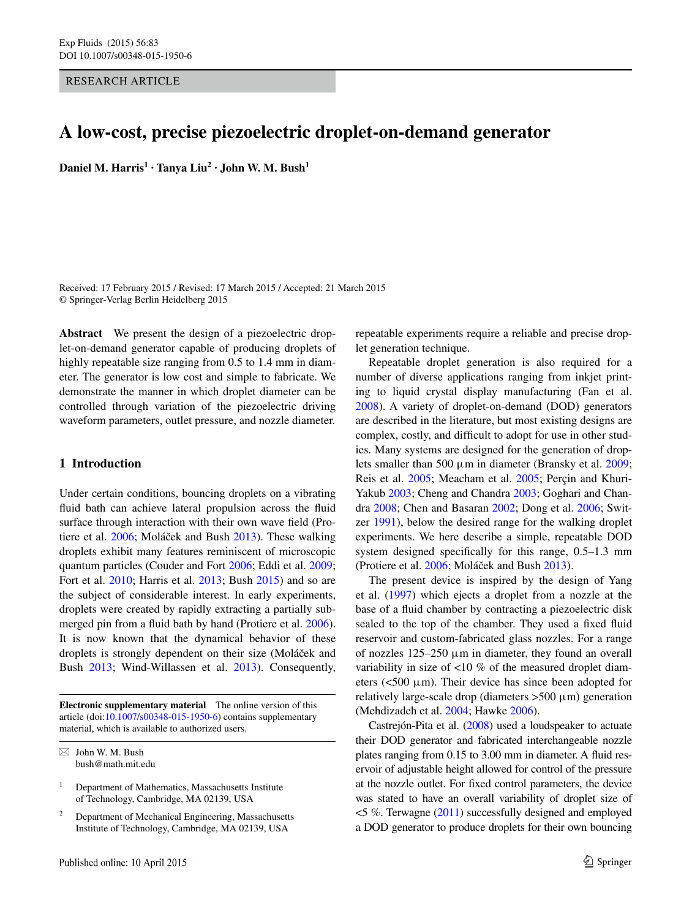RESEARCH ARTICLE

# A low-cost, precise piezoelectric droplet-on-demand generator

**Daniel M. Harris[1] · Tanya Liu[2] · John W. M. Bush[1]**

Received: 17 February 2015 / Revised: 17 March 2015 / Accepted: 21 March 2015
© Springer-Verlag Berlin Heidelberg 2015

**Abstract** We present the design of a piezoelectric droplet-on-demand generator capable of producing droplets of highly repeatable size ranging from 0.5 to 1.4 mm in diameter. The generator is low cost and simple to fabricate. We demonstrate the manner in which droplet diameter can be controlled through variation of the piezoelectric driving waveform parameters, outlet pressure, and nozzle diameter.

## 1 Introduction

Under certain conditions, bouncing droplets on a vibrating fluid bath can achieve lateral propulsion across the fluid surface through interaction with their own wave field (Protiere et al. 2006; Moláček and Bush 2013). These walking droplets exhibit many features reminiscent of microscopic quantum particles (Couder and Fort 2006; Eddi et al. 2009; Fort et al. 2010; Harris et al. 2013; Bush 2015) and so are the subject of considerable interest. In early experiments, droplets were created by rapidly extracting a partially submerged pin from a fluid bath by hand (Protiere et al. 2006). It is now known that the dynamical behavior of these droplets is strongly dependent on their size (Moláček and Bush 2013; Wind-Willassen et al. 2013). Consequently, repeatable experiments require a reliable and precise droplet generation technique.

Repeatable droplet generation is also required for a number of diverse applications ranging from inkjet printing to liquid crystal display manufacturing (Fan et al. 2008). A variety of droplet-on-demand (DOD) generators are described in the literature, but most existing designs are complex, costly, and difficult to adopt for use in other studies. Many systems are designed for the generation of droplets smaller than 500 µm in diameter (Bransky et al. 2009; Reis et al. 2005; Meacham et al. 2005; Perçin and Khuri-Yakub 2003; Cheng and Chandra 2003; Goghari and Chandra 2008; Chen and Basaran 2002; Dong et al. 2006; Switzer 1991), below the desired range for the walking droplet experiments. We here describe a simple, repeatable DOD system designed specifically for this range, 0.5–1.3 mm (Protiere et al. 2006; Moláček and Bush 2013).

The present device is inspired by the design of Yang et al. (1997) which ejects a droplet from a nozzle at the base of a fluid chamber by contracting a piezoelectric disk sealed to the top of the chamber. They used a fixed fluid reservoir and custom-fabricated glass nozzles. For a range of nozzles 125–250 µm in diameter, they found an overall variability in size of <10 % of the measured droplet diameters (<500 µm). Their device has since been adopted for relatively large-scale drop (diameters >500 µm) generation (Mehdizadeh et al. 2004; Hawke 2006).

Castrejón-Pita et al. (2008) used a loudspeaker to actuate their DOD generator and fabricated interchangeable nozzle plates ranging from 0.15 to 3.00 mm in diameter. A fluid reservoir of adjustable height allowed for control of the pressure at the nozzle outlet. For fixed control parameters, the device was stated to have an overall variability of droplet size of <5 %. Terwagne (2011) successfully designed and employed a DOD generator to produce droplets for their own bouncing

---

**Electronic supplementary material** The online version of this article (doi:10.1007/s00348-015-1950-6) contains supplementary material, which is available to authorized users.

✉ John W. M. Bush
bush@math.mit.edu

[1] Department of Mathematics, Massachusetts Institute of Technology, Cambridge, MA 02139, USA

[2] Department of Mechanical Engineering, Massachusetts Institute of Technology, Cambridge, MA 02139, USA

Published online: 10 April 2015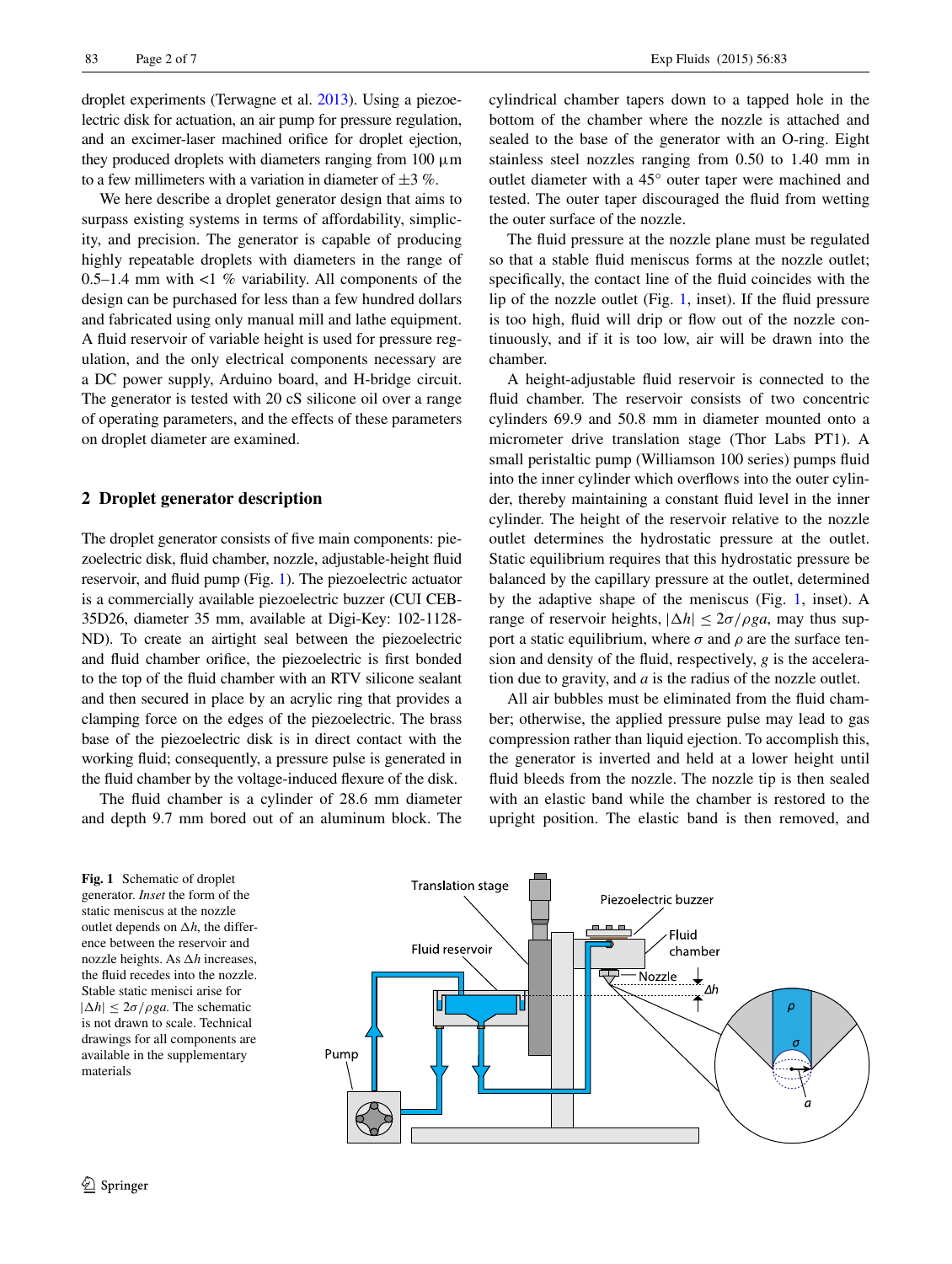droplet experiments (Terwagne et al. 2013). Using a piezoelectric disk for actuation, an air pump for pressure regulation, and an excimer-laser machined orifice for droplet ejection, they produced droplets with diameters ranging from 100 µm to a few millimeters with a variation in diameter of ±3 %.

We here describe a droplet generator design that aims to surpass existing systems in terms of affordability, simplicity, and precision. The generator is capable of producing highly repeatable droplets with diameters in the range of 0.5–1.4 mm with <1 % variability. All components of the design can be purchased for less than a few hundred dollars and fabricated using only manual mill and lathe equipment. A fluid reservoir of variable height is used for pressure regulation, and the only electrical components necessary are a DC power supply, Arduino board, and H-bridge circuit. The generator is tested with 20 cS silicone oil over a range of operating parameters, and the effects of these parameters on droplet diameter are examined.

## 2 Droplet generator description

The droplet generator consists of five main components: piezoelectric disk, fluid chamber, nozzle, adjustable-height fluid reservoir, and fluid pump (Fig. 1). The piezoelectric actuator is a commercially available piezoelectric buzzer (CUI CEB-35D26, diameter 35 mm, available at Digi-Key: 102-1128-ND). To create an airtight seal between the piezoelectric and fluid chamber orifice, the piezoelectric is first bonded to the top of the fluid chamber with an RTV silicone sealant and then secured in place by an acrylic ring that provides a clamping force on the edges of the piezoelectric. The brass base of the piezoelectric disk is in direct contact with the working fluid; consequently, a pressure pulse is generated in the fluid chamber by the voltage-induced flexure of the disk.

The fluid chamber is a cylinder of 28.6 mm diameter and depth 9.7 mm bored out of an aluminum block. The cylindrical chamber tapers down to a tapped hole in the bottom of the chamber where the nozzle is attached and sealed to the base of the generator with an O-ring. Eight stainless steel nozzles ranging from 0.50 to 1.40 mm in outlet diameter with a 45° outer taper were machined and tested. The outer taper discouraged the fluid from wetting the outer surface of the nozzle.

The fluid pressure at the nozzle plane must be regulated so that a stable fluid meniscus forms at the nozzle outlet; specifically, the contact line of the fluid coincides with the lip of the nozzle outlet (Fig. 1, inset). If the fluid pressure is too high, fluid will drip or flow out of the nozzle continuously, and if it is too low, air will be drawn into the chamber.

A height-adjustable fluid reservoir is connected to the fluid chamber. The reservoir consists of two concentric cylinders 69.9 and 50.8 mm in diameter mounted onto a micrometer drive translation stage (Thor Labs PT1). A small peristaltic pump (Williamson 100 series) pumps fluid into the inner cylinder which overflows into the outer cylinder, thereby maintaining a constant fluid level in the inner cylinder. The height of the reservoir relative to the nozzle outlet determines the hydrostatic pressure at the outlet. Static equilibrium requires that this hydrostatic pressure be balanced by the capillary pressure at the outlet, determined by the adaptive shape of the meniscus (Fig. 1, inset). A range of reservoir heights, $|\Delta h| \leq 2\sigma/\rho g a$, may thus support a static equilibrium, where $\sigma$ and $\rho$ are the surface tension and density of the fluid, respectively, $g$ is the acceleration due to gravity, and $a$ is the radius of the nozzle outlet.

All air bubbles must be eliminated from the fluid chamber; otherwise, the applied pressure pulse may lead to gas compression rather than liquid ejection. To accomplish this, the generator is inverted and held at a lower height until fluid bleeds from the nozzle. The nozzle tip is then sealed with an elastic band while the chamber is restored to the upright position. The elastic band is then removed, and

**Fig. 1** Schematic of droplet generator. *Inset* the form of the static meniscus at the nozzle outlet depends on $\Delta h$, the difference between the reservoir and nozzle heights. As $\Delta h$ increases, the fluid recedes into the nozzle. Stable static menisci arise for $|\Delta h| \leq 2\sigma/\rho g a$. The schematic is not drawn to scale. Technical drawings for all components are available in the supplementary materials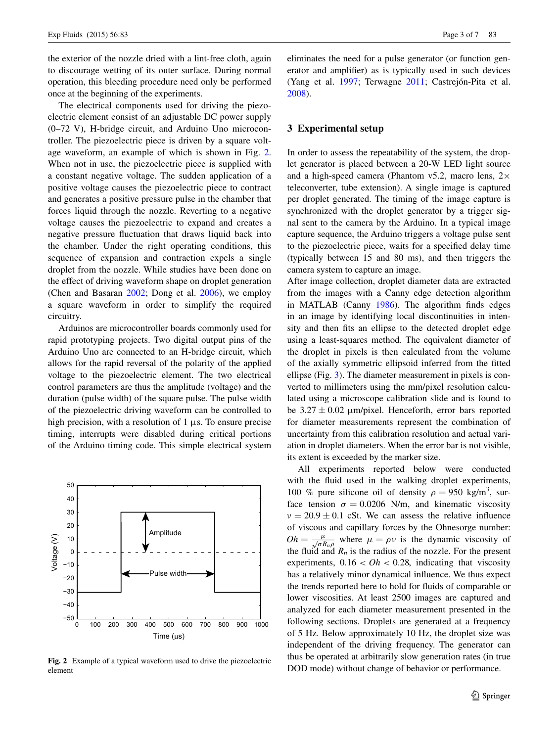the exterior of the nozzle dried with a lint-free cloth, again to discourage wetting of its outer surface. During normal operation, this bleeding procedure need only be performed once at the beginning of the experiments.

The electrical components used for driving the piezoelectric element consist of an adjustable DC power supply (0–72 V), H-bridge circuit, and Arduino Uno microcontroller. The piezoelectric piece is driven by a square voltage waveform, an example of which is shown in Fig. 2. When not in use, the piezoelectric piece is supplied with a constant negative voltage. The sudden application of a positive voltage causes the piezoelectric piece to contract and generates a positive pressure pulse in the chamber that forces liquid through the nozzle. Reverting to a negative voltage causes the piezoelectric to expand and creates a negative pressure fluctuation that draws liquid back into the chamber. Under the right operating conditions, this sequence of expansion and contraction expels a single droplet from the nozzle. While studies have been done on the effect of driving waveform shape on droplet generation (Chen and Basaran 2002; Dong et al. 2006), we employ a square waveform in order to simplify the required circuitry.

Arduinos are microcontroller boards commonly used for rapid prototyping projects. Two digital output pins of the Arduino Uno are connected to an H-bridge circuit, which allows for the rapid reversal of the polarity of the applied voltage to the piezoelectric element. The two electrical control parameters are thus the amplitude (voltage) and the duration (pulse width) of the square pulse. The pulse width of the piezoelectric driving waveform can be controlled to high precision, with a resolution of 1 μs. To ensure precise timing, interrupts were disabled during critical portions of the Arduino timing code. This simple electrical system eliminates the need for a pulse generator (or function generator and amplifier) as is typically used in such devices (Yang et al. 1997; Terwagne 2011; Castrejón-Pita et al. 2008).

**Fig. 2** Example of a typical waveform used to drive the piezoelectric element

## 3 Experimental setup

In order to assess the repeatability of the system, the droplet generator is placed between a 20-W LED light source and a high-speed camera (Phantom v5.2, macro lens, 2× teleconverter, tube extension). A single image is captured per droplet generated. The timing of the image capture is synchronized with the droplet generator by a trigger signal sent to the camera by the Arduino. In a typical image capture sequence, the Arduino triggers a voltage pulse sent to the piezoelectric piece, waits for a specified delay time (typically between 15 and 80 ms), and then triggers the camera system to capture an image.

After image collection, droplet diameter data are extracted from the images with a Canny edge detection algorithm in MATLAB (Canny 1986). The algorithm finds edges in an image by identifying local discontinuities in intensity and then fits an ellipse to the detected droplet edge using a least-squares method. The equivalent diameter of the droplet in pixels is then calculated from the volume of the axially symmetric ellipsoid inferred from the fitted ellipse (Fig. 3). The diameter measurement in pixels is converted to millimeters using the mm/pixel resolution calculated using a microscope calibration slide and is found to be $3.27 \pm 0.02$ μm/pixel. Henceforth, error bars reported for diameter measurements represent the combination of uncertainty from this calibration resolution and actual variation in droplet diameters. When the error bar is not visible, its extent is exceeded by the marker size.

All experiments reported below were conducted with the fluid used in the walking droplet experiments, 100 % pure silicone oil of density $\rho = 950$ kg/m$^3$, surface tension $\sigma = 0.0206$ N/m, and kinematic viscosity $\nu = 20.9 \pm 0.1$ cSt. We can assess the relative influence of viscous and capillary forces by the Ohnesorge number: $Oh = \frac{\mu}{\sqrt{\sigma R_n \rho}}$ where $\mu = \rho\nu$ is the dynamic viscosity of the fluid and $R_n$ is the radius of the nozzle. For the present experiments, $0.16 < Oh < 0.28$, indicating that viscosity has a relatively minor dynamical influence. We thus expect the trends reported here to hold for fluids of comparable or lower viscosities. At least 2500 images are captured and analyzed for each diameter measurement presented in the following sections. Droplets are generated at a frequency of 5 Hz. Below approximately 10 Hz, the droplet size was independent of the driving frequency. The generator can thus be operated at arbitrarily slow generation rates (in true DOD mode) without change of behavior or performance.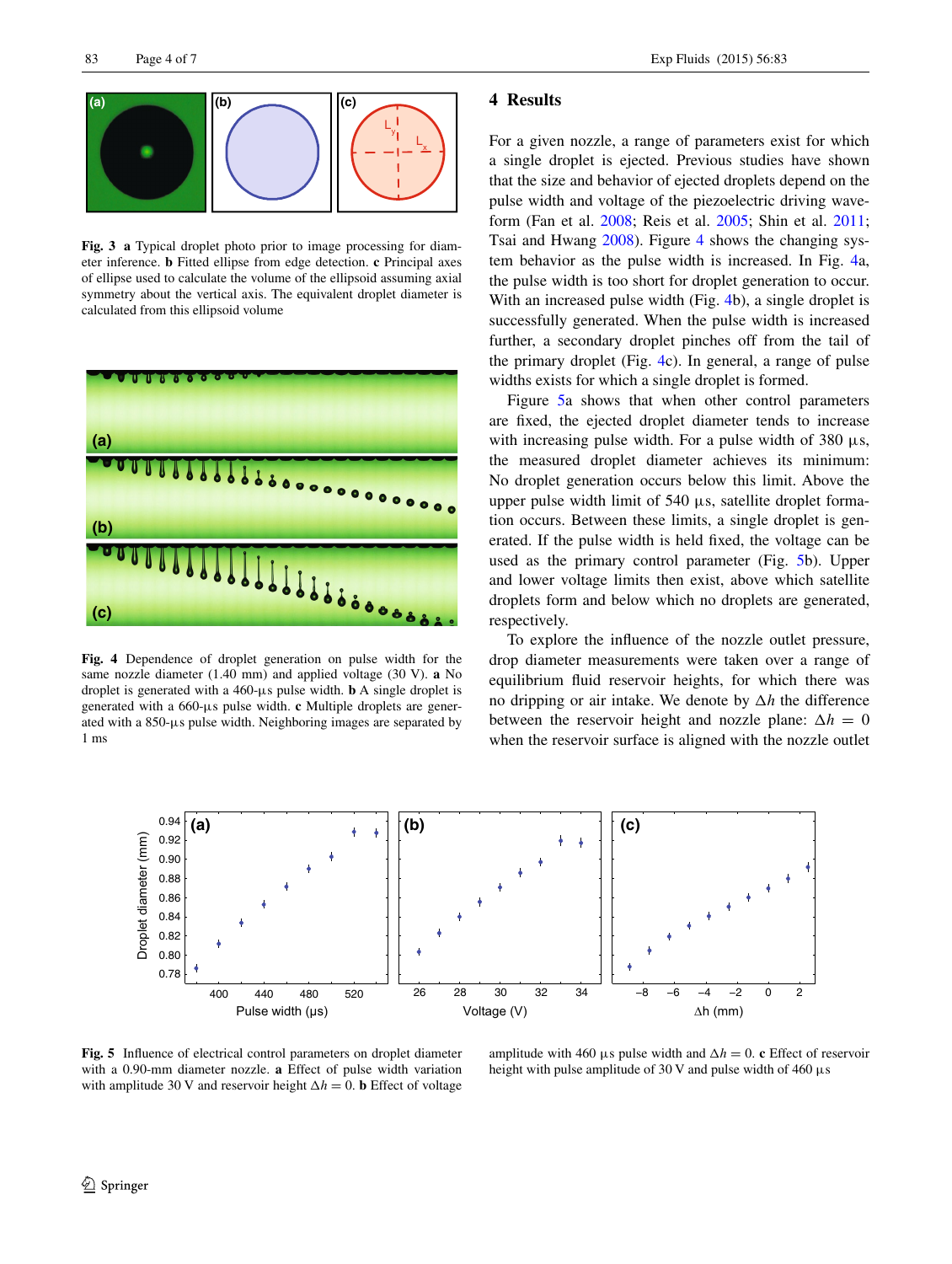**Fig. 3** **a** Typical droplet photo prior to image processing for diameter inference. **b** Fitted ellipse from edge detection. **c** Principal axes of ellipse used to calculate the volume of the ellipsoid assuming axial symmetry about the vertical axis. The equivalent droplet diameter is calculated from this ellipsoid volume

**Fig. 4** Dependence of droplet generation on pulse width for the same nozzle diameter (1.40 mm) and applied voltage (30 V). **a** No droplet is generated with a 460-µs pulse width. **b** A single droplet is generated with a 660-µs pulse width. **c** Multiple droplets are generated with a 850-µs pulse width. Neighboring images are separated by 1 ms

## 4 Results

For a given nozzle, a range of parameters exist for which a single droplet is ejected. Previous studies have shown that the size and behavior of ejected droplets depend on the pulse width and voltage of the piezoelectric driving waveform (Fan et al. 2008; Reis et al. 2005; Shin et al. 2011; Tsai and Hwang 2008). Figure 4 shows the changing system behavior as the pulse width is increased. In Fig. 4a, the pulse width is too short for droplet generation to occur. With an increased pulse width (Fig. 4b), a single droplet is successfully generated. When the pulse width is increased further, a secondary droplet pinches off from the tail of the primary droplet (Fig. 4c). In general, a range of pulse widths exists for which a single droplet is formed.

Figure 5a shows that when other control parameters are fixed, the ejected droplet diameter tends to increase with increasing pulse width. For a pulse width of 380 µs, the measured droplet diameter achieves its minimum: No droplet generation occurs below this limit. Above the upper pulse width limit of 540 µs, satellite droplet formation occurs. Between these limits, a single droplet is generated. If the pulse width is held fixed, the voltage can be used as the primary control parameter (Fig. 5b). Upper and lower voltage limits then exist, above which satellite droplets form and below which no droplets are generated, respectively.

To explore the influence of the nozzle outlet pressure, drop diameter measurements were taken over a range of equilibrium fluid reservoir heights, for which there was no dripping or air intake. We denote by $\Delta h$ the difference between the reservoir height and nozzle plane: $\Delta h = 0$ when the reservoir surface is aligned with the nozzle outlet

**Fig. 5** Influence of electrical control parameters on droplet diameter with a 0.90-mm diameter nozzle. **a** Effect of pulse width variation with amplitude 30 V and reservoir height $\Delta h = 0$. **b** Effect of voltage amplitude with 460 µs pulse width and $\Delta h = 0$. **c** Effect of reservoir height with pulse amplitude of 30 V and pulse width of 460 µs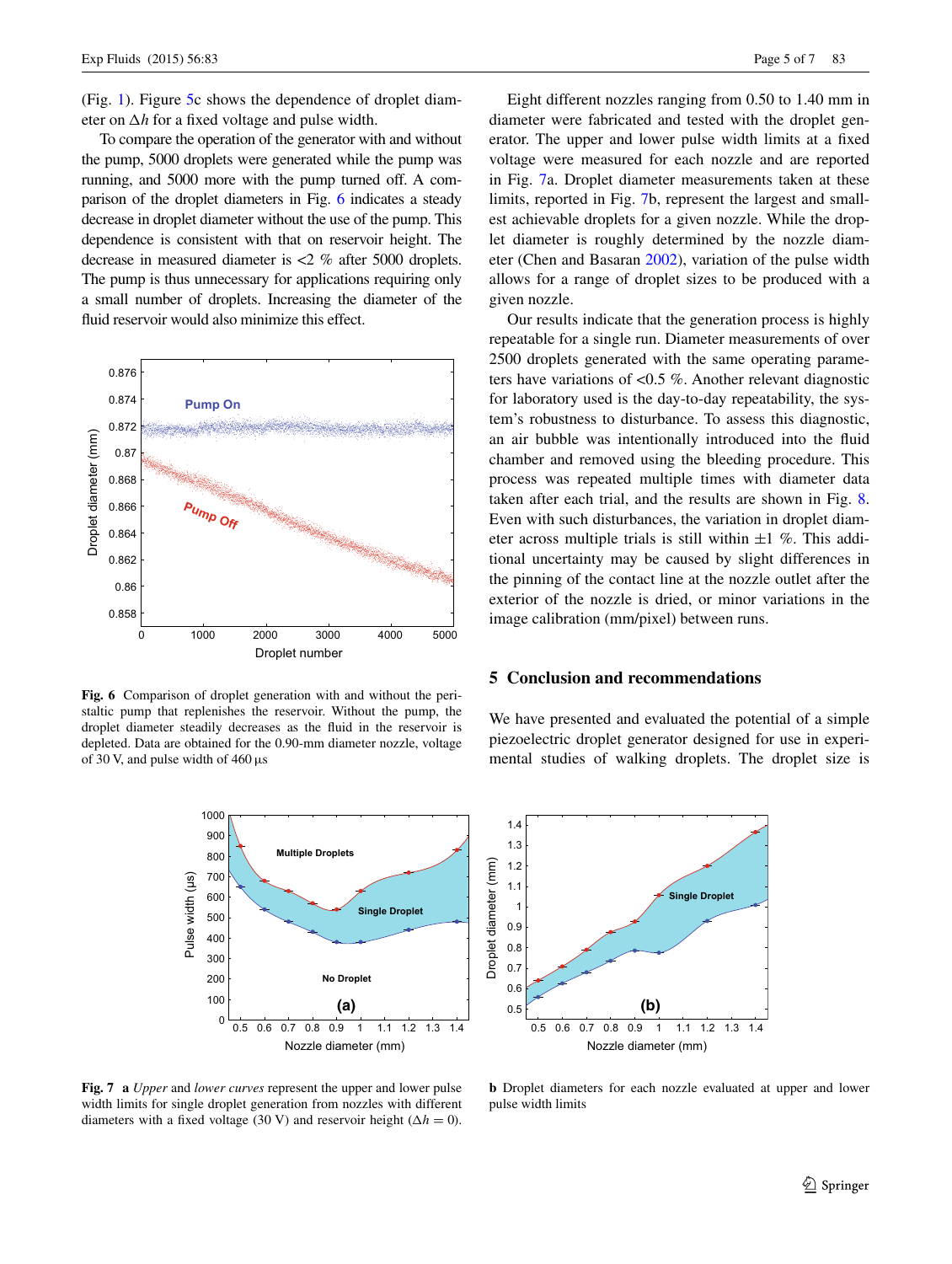(Fig. 1). Figure 5c shows the dependence of droplet diameter on $\Delta h$ for a fixed voltage and pulse width.

To compare the operation of the generator with and without the pump, 5000 droplets were generated while the pump was running, and 5000 more with the pump turned off. A comparison of the droplet diameters in Fig. 6 indicates a steady decrease in droplet diameter without the use of the pump. This dependence is consistent with that on reservoir height. The decrease in measured diameter is <2 % after 5000 droplets. The pump is thus unnecessary for applications requiring only a small number of droplets. Increasing the diameter of the fluid reservoir would also minimize this effect.

**Fig. 6** Comparison of droplet generation with and without the peristaltic pump that replenishes the reservoir. Without the pump, the droplet diameter steadily decreases as the fluid in the reservoir is depleted. Data are obtained for the 0.90-mm diameter nozzle, voltage of 30 V, and pulse width of 460 µs

Eight different nozzles ranging from 0.50 to 1.40 mm in diameter were fabricated and tested with the droplet generator. The upper and lower pulse width limits at a fixed voltage were measured for each nozzle and are reported in Fig. 7a. Droplet diameter measurements taken at these limits, reported in Fig. 7b, represent the largest and smallest achievable droplets for a given nozzle. While the droplet diameter is roughly determined by the nozzle diameter (Chen and Basaran 2002), variation of the pulse width allows for a range of droplet sizes to be produced with a given nozzle.

Our results indicate that the generation process is highly repeatable for a single run. Diameter measurements of over 2500 droplets generated with the same operating parameters have variations of <0.5 %. Another relevant diagnostic for laboratory used is the day-to-day repeatability, the system's robustness to disturbance. To assess this diagnostic, an air bubble was intentionally introduced into the fluid chamber and removed using the bleeding procedure. This process was repeated multiple times with diameter data taken after each trial, and the results are shown in Fig. 8. Even with such disturbances, the variation in droplet diameter across multiple trials is still within ±1 %. This additional uncertainty may be caused by slight differences in the pinning of the contact line at the nozzle outlet after the exterior of the nozzle is dried, or minor variations in the image calibration (mm/pixel) between runs.

## 5 Conclusion and recommendations

We have presented and evaluated the potential of a simple piezoelectric droplet generator designed for use in experimental studies of walking droplets. The droplet size is

**Fig. 7** **a** *Upper* and *lower curves* represent the upper and lower pulse width limits for single droplet generation from nozzles with different diameters with a fixed voltage (30 V) and reservoir height ($\Delta h = 0$). **b** Droplet diameters for each nozzle evaluated at upper and lower pulse width limits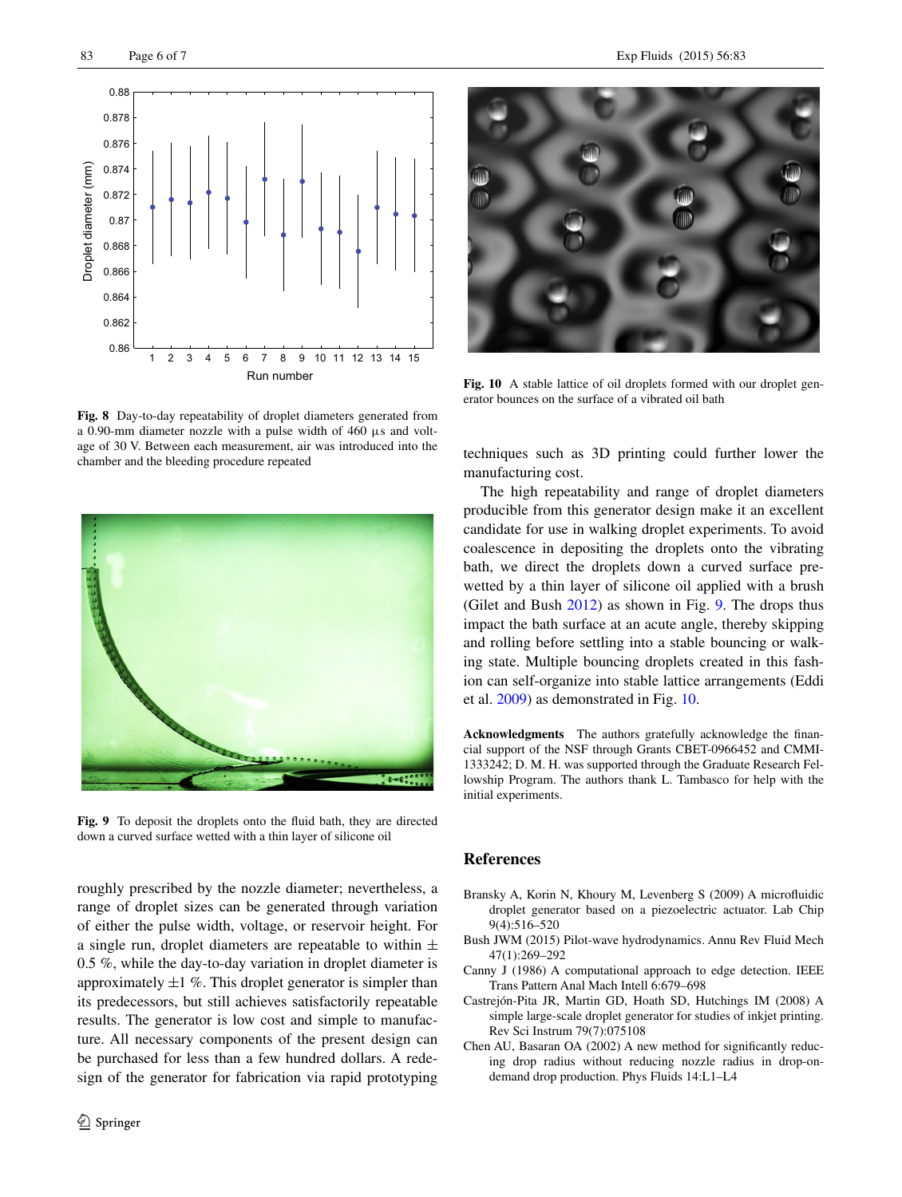Fig. 8 Day-to-day repeatability of droplet diameters generated from a 0.90-mm diameter nozzle with a pulse width of 460 μs and voltage of 30 V. Between each measurement, air was introduced into the chamber and the bleeding procedure repeated

Fig. 9 To deposit the droplets onto the fluid bath, they are directed down a curved surface wetted with a thin layer of silicone oil

roughly prescribed by the nozzle diameter; nevertheless, a range of droplet sizes can be generated through variation of either the pulse width, voltage, or reservoir height. For a single run, droplet diameters are repeatable to within ± 0.5 %, while the day-to-day variation in droplet diameter is approximately ±1 %. This droplet generator is simpler than its predecessors, but still achieves satisfactorily repeatable results. The generator is low cost and simple to manufacture. All necessary components of the present design can be purchased for less than a few hundred dollars. A redesign of the generator for fabrication via rapid prototyping

Fig. 10 A stable lattice of oil droplets formed with our droplet generator bounces on the surface of a vibrated oil bath

techniques such as 3D printing could further lower the manufacturing cost.

The high repeatability and range of droplet diameters producible from this generator design make it an excellent candidate for use in walking droplet experiments. To avoid coalescence in depositing the droplets onto the vibrating bath, we direct the droplets down a curved surface prewetted by a thin layer of silicone oil applied with a brush (Gilet and Bush 2012) as shown in Fig. 9. The drops thus impact the bath surface at an acute angle, thereby skipping and rolling before settling into a stable bouncing or walking state. Multiple bouncing droplets created in this fashion can self-organize into stable lattice arrangements (Eddi et al. 2009) as demonstrated in Fig. 10.

**Acknowledgments** The authors gratefully acknowledge the financial support of the NSF through Grants CBET-0966452 and CMMI-1333242; D. M. H. was supported through the Graduate Research Fellowship Program. The authors thank L. Tambasco for help with the initial experiments.

## References

Bransky A, Korin N, Khoury M, Levenberg S (2009) A microfluidic droplet generator based on a piezoelectric actuator. Lab Chip 9(4):516–520

Bush JWM (2015) Pilot-wave hydrodynamics. Annu Rev Fluid Mech 47(1):269–292

Canny J (1986) A computational approach to edge detection. IEEE Trans Pattern Anal Mach Intell 6:679–698

Castrejón-Pita JR, Martin GD, Hoath SD, Hutchings IM (2008) A simple large-scale droplet generator for studies of inkjet printing. Rev Sci Instrum 79(7):075108

Chen AU, Basaran OA (2002) A new method for significantly reducing drop radius without reducing nozzle radius in drop-on-demand drop production. Phys Fluids 14:L1–L4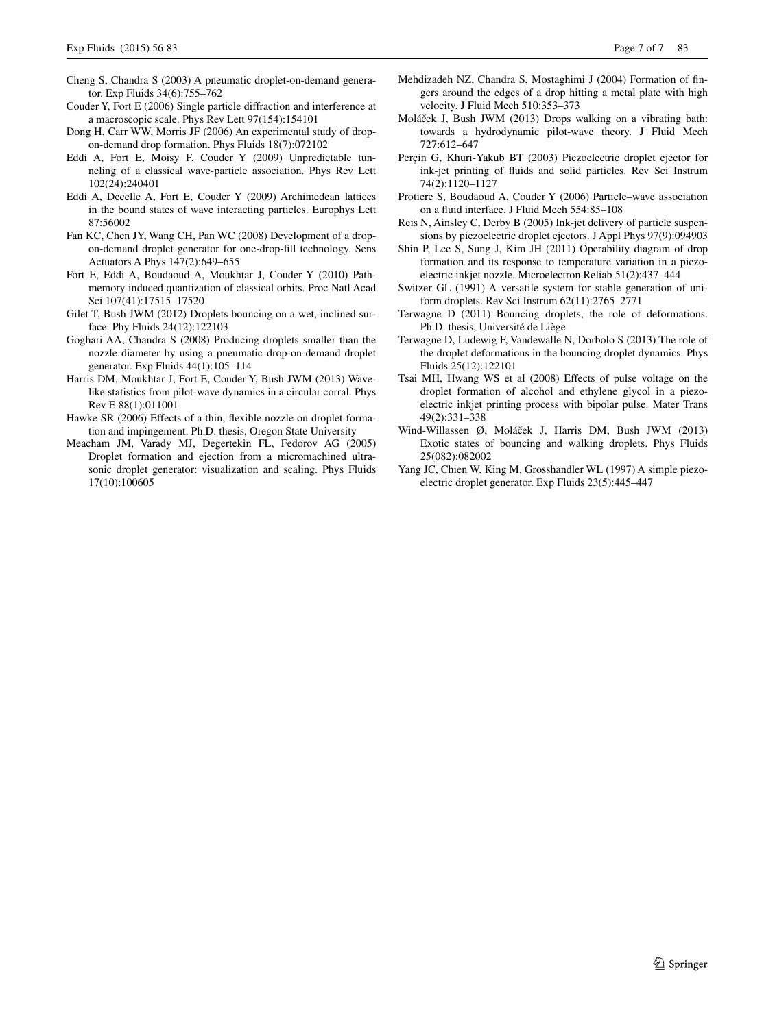Cheng S, Chandra S (2003) A pneumatic droplet-on-demand generator. Exp Fluids 34(6):755–762

Couder Y, Fort E (2006) Single particle diffraction and interference at a macroscopic scale. Phys Rev Lett 97(154):154101

Dong H, Carr WW, Morris JF (2006) An experimental study of drop-on-demand drop formation. Phys Fluids 18(7):072102

Eddi A, Fort E, Moisy F, Couder Y (2009) Unpredictable tunneling of a classical wave-particle association. Phys Rev Lett 102(24):240401

Eddi A, Decelle A, Fort E, Couder Y (2009) Archimedean lattices in the bound states of wave interacting particles. Europhys Lett 87:56002

Fan KC, Chen JY, Wang CH, Pan WC (2008) Development of a drop-on-demand droplet generator for one-drop-fill technology. Sens Actuators A Phys 147(2):649–655

Fort E, Eddi A, Boudaoud A, Moukhtar J, Couder Y (2010) Path-memory induced quantization of classical orbits. Proc Natl Acad Sci 107(41):17515–17520

Gilet T, Bush JWM (2012) Droplets bouncing on a wet, inclined surface. Phy Fluids 24(12):122103

Goghari AA, Chandra S (2008) Producing droplets smaller than the nozzle diameter by using a pneumatic drop-on-demand droplet generator. Exp Fluids 44(1):105–114

Harris DM, Moukhtar J, Fort E, Couder Y, Bush JWM (2013) Wave-like statistics from pilot-wave dynamics in a circular corral. Phys Rev E 88(1):011001

Hawke SR (2006) Effects of a thin, flexible nozzle on droplet formation and impingement. Ph.D. thesis, Oregon State University

Meacham JM, Varady MJ, Degertekin FL, Fedorov AG (2005) Droplet formation and ejection from a micromachined ultrasonic droplet generator: visualization and scaling. Phys Fluids 17(10):100605

Mehdizadeh NZ, Chandra S, Mostaghimi J (2004) Formation of fingers around the edges of a drop hitting a metal plate with high velocity. J Fluid Mech 510:353–373

Moláček J, Bush JWM (2013) Drops walking on a vibrating bath: towards a hydrodynamic pilot-wave theory. J Fluid Mech 727:612–647

Perçin G, Khuri-Yakub BT (2003) Piezoelectric droplet ejector for ink-jet printing of fluids and solid particles. Rev Sci Instrum 74(2):1120–1127

Protiere S, Boudaoud A, Couder Y (2006) Particle–wave association on a fluid interface. J Fluid Mech 554:85–108

Reis N, Ainsley C, Derby B (2005) Ink-jet delivery of particle suspensions by piezoelectric droplet ejectors. J Appl Phys 97(9):094903

Shin P, Lee S, Sung J, Kim JH (2011) Operability diagram of drop formation and its response to temperature variation in a piezoelectric inkjet nozzle. Microelectron Reliab 51(2):437–444

Switzer GL (1991) A versatile system for stable generation of uniform droplets. Rev Sci Instrum 62(11):2765–2771

Terwagne D (2011) Bouncing droplets, the role of deformations. Ph.D. thesis, Université de Liège

Terwagne D, Ludewig F, Vandewalle N, Dorbolo S (2013) The role of the droplet deformations in the bouncing droplet dynamics. Phys Fluids 25(12):122101

Tsai MH, Hwang WS et al (2008) Effects of pulse voltage on the droplet formation of alcohol and ethylene glycol in a piezoelectric inkjet printing process with bipolar pulse. Mater Trans 49(2):331–338

Wind-Willassen Ø, Moláček J, Harris DM, Bush JWM (2013) Exotic states of bouncing and walking droplets. Phys Fluids 25(082):082002

Yang JC, Chien W, King M, Grosshandler WL (1997) A simple piezoelectric droplet generator. Exp Fluids 23(5):445–447